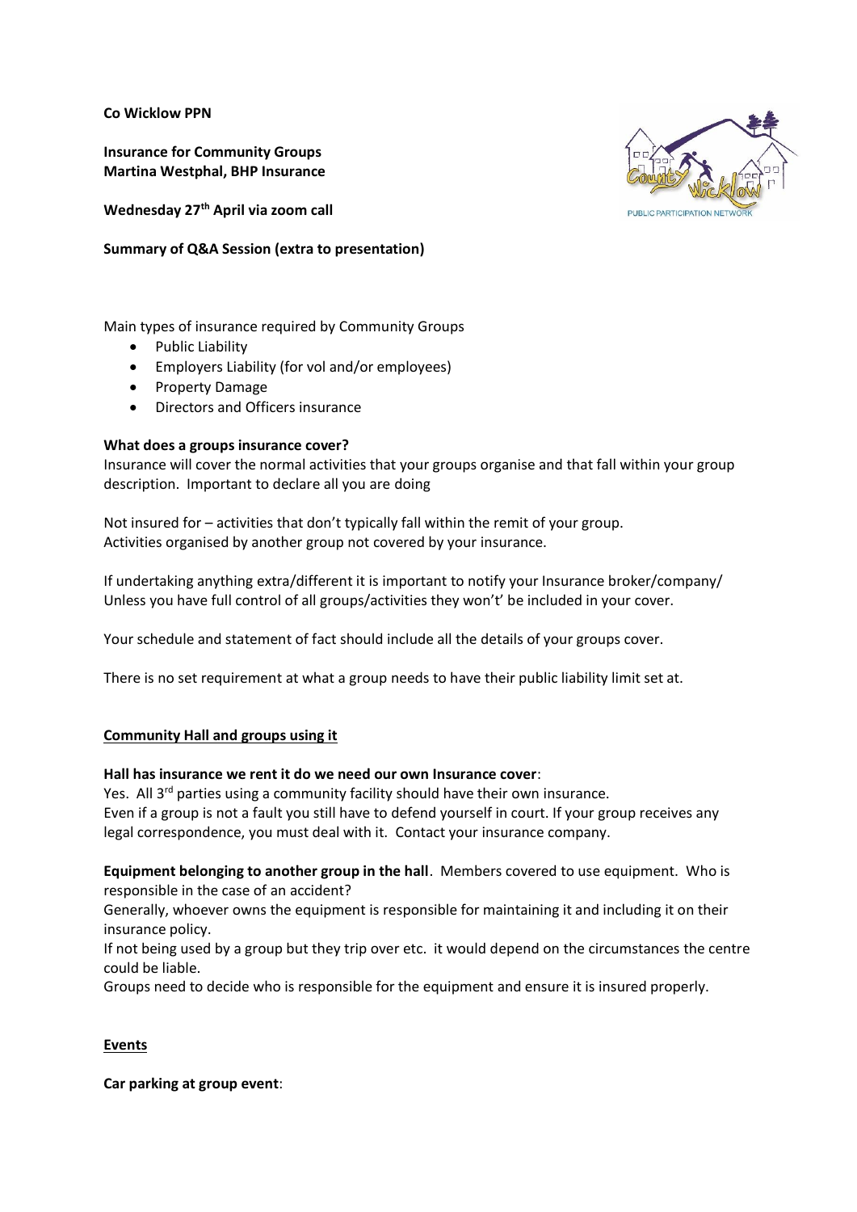**Co Wicklow PPN**

**Insurance for Community Groups**
**Martina Westphal, BHP Insurance**

**Wednesday 27th April via zoom call**

**Summary of Q&A Session (extra to presentation)**

Main types of insurance required by Community Groups

- Public Liability
- Employers Liability (for vol and/or employees)
- Property Damage
- Directors and Officers insurance

**What does a groups insurance cover?**

Insurance will cover the normal activities that your groups organise and that fall within your group description. Important to declare all you are doing

Not insured for – activities that don't typically fall within the remit of your group.
Activities organised by another group not covered by your insurance.

If undertaking anything extra/different it is important to notify your Insurance broker/company/
Unless you have full control of all groups/activities they won't' be included in your cover.

Your schedule and statement of fact should include all the details of your groups cover.

There is no set requirement at what a group needs to have their public liability limit set at.

**Community Hall and groups using it**

**Hall has insurance we rent it do we need our own Insurance cover**:

Yes. All 3rd parties using a community facility should have their own insurance.
Even if a group is not a fault you still have to defend yourself in court. If your group receives any legal correspondence, you must deal with it. Contact your insurance company.

**Equipment belonging to another group in the hall**. Members covered to use equipment. Who is responsible in the case of an accident?

Generally, whoever owns the equipment is responsible for maintaining it and including it on their insurance policy.

If not being used by a group but they trip over etc. it would depend on the circumstances the centre could be liable.

Groups need to decide who is responsible for the equipment and ensure it is insured properly.

**Events**

**Car parking at group event**: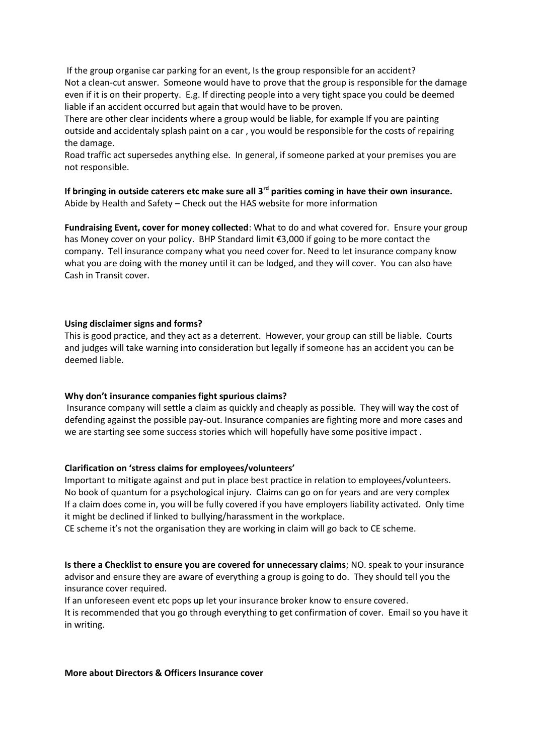If the group organise car parking for an event, Is the group responsible for an accident?
Not a clean-cut answer. Someone would have to prove that the group is responsible for the damage even if it is on their property. E.g. If directing people into a very tight space you could be deemed liable if an accident occurred but again that would have to be proven.
There are other clear incidents where a group would be liable, for example If you are painting outside and accidentaly splash paint on a car , you would be responsible for the costs of repairing the damage.
Road traffic act supersedes anything else. In general, if someone parked at your premises you are not responsible.

**If bringing in outside caterers etc make sure all 3rd parities coming in have their own insurance.**
Abide by Health and Safety – Check out the HAS website for more information

**Fundraising Event, cover for money collected**: What to do and what covered for. Ensure your group has Money cover on your policy. BHP Standard limit €3,000 if going to be more contact the company. Tell insurance company what you need cover for. Need to let insurance company know what you are doing with the money until it can be lodged, and they will cover. You can also have Cash in Transit cover.

**Using disclaimer signs and forms?**
This is good practice, and they act as a deterrent. However, your group can still be liable. Courts and judges will take warning into consideration but legally if someone has an accident you can be deemed liable.

**Why don't insurance companies fight spurious claims?**
Insurance company will settle a claim as quickly and cheaply as possible. They will way the cost of defending against the possible pay-out. Insurance companies are fighting more and more cases and we are starting see some success stories which will hopefully have some positive impact .

**Clarification on 'stress claims for employees/volunteers'**
Important to mitigate against and put in place best practice in relation to employees/volunteers. No book of quantum for a psychological injury. Claims can go on for years and are very complex
If a claim does come in, you will be fully covered if you have employers liability activated. Only time it might be declined if linked to bullying/harassment in the workplace.
CE scheme it's not the organisation they are working in claim will go back to CE scheme.

**Is there a Checklist to ensure you are covered for unnecessary claims**; NO. speak to your insurance advisor and ensure they are aware of everything a group is going to do. They should tell you the insurance cover required.
If an unforeseen event etc pops up let your insurance broker know to ensure covered.
It is recommended that you go through everything to get confirmation of cover. Email so you have it in writing.

**More about Directors & Officers Insurance cover**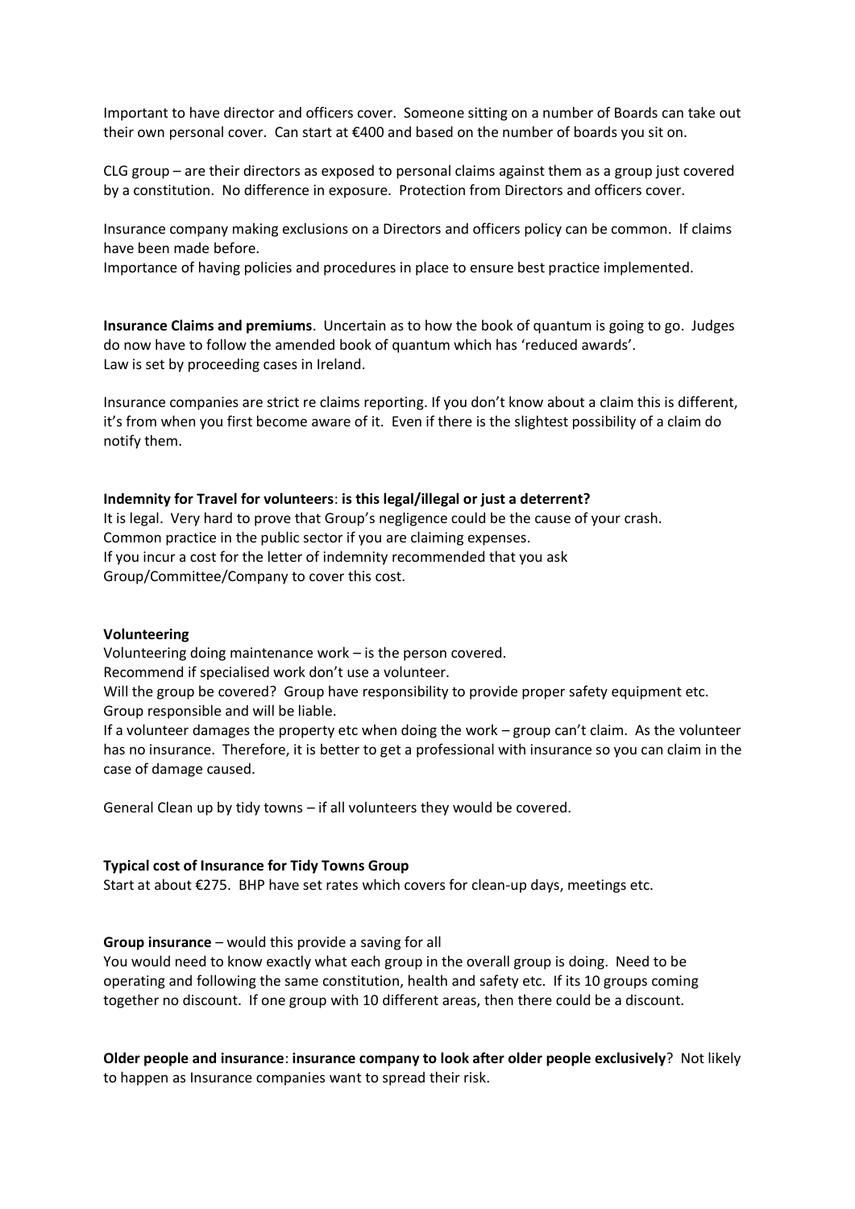Important to have director and officers cover. Someone sitting on a number of Boards can take out their own personal cover. Can start at €400 and based on the number of boards you sit on.

CLG group – are their directors as exposed to personal claims against them as a group just covered by a constitution. No difference in exposure. Protection from Directors and officers cover.

Insurance company making exclusions on a Directors and officers policy can be common. If claims have been made before.
Importance of having policies and procedures in place to ensure best practice implemented.

**Insurance Claims and premiums**. Uncertain as to how the book of quantum is going to go. Judges do now have to follow the amended book of quantum which has 'reduced awards'.
Law is set by proceeding cases in Ireland.

Insurance companies are strict re claims reporting. If you don't know about a claim this is different, it's from when you first become aware of it. Even if there is the slightest possibility of a claim do notify them.

**Indemnity for Travel for volunteers**: **is this legal/illegal or just a deterrent?**
It is legal. Very hard to prove that Group's negligence could be the cause of your crash.
Common practice in the public sector if you are claiming expenses.
If you incur a cost for the letter of indemnity recommended that you ask Group/Committee/Company to cover this cost.

**Volunteering**
Volunteering doing maintenance work – is the person covered.
Recommend if specialised work don't use a volunteer.
Will the group be covered? Group have responsibility to provide proper safety equipment etc. Group responsible and will be liable.
If a volunteer damages the property etc when doing the work – group can't claim. As the volunteer has no insurance. Therefore, it is better to get a professional with insurance so you can claim in the case of damage caused.

General Clean up by tidy towns – if all volunteers they would be covered.

**Typical cost of Insurance for Tidy Towns Group**
Start at about €275. BHP have set rates which covers for clean-up days, meetings etc.

**Group insurance** – would this provide a saving for all
You would need to know exactly what each group in the overall group is doing. Need to be operating and following the same constitution, health and safety etc. If its 10 groups coming together no discount. If one group with 10 different areas, then there could be a discount.

**Older people and insurance**: **insurance company to look after older people exclusively**? Not likely to happen as Insurance companies want to spread their risk.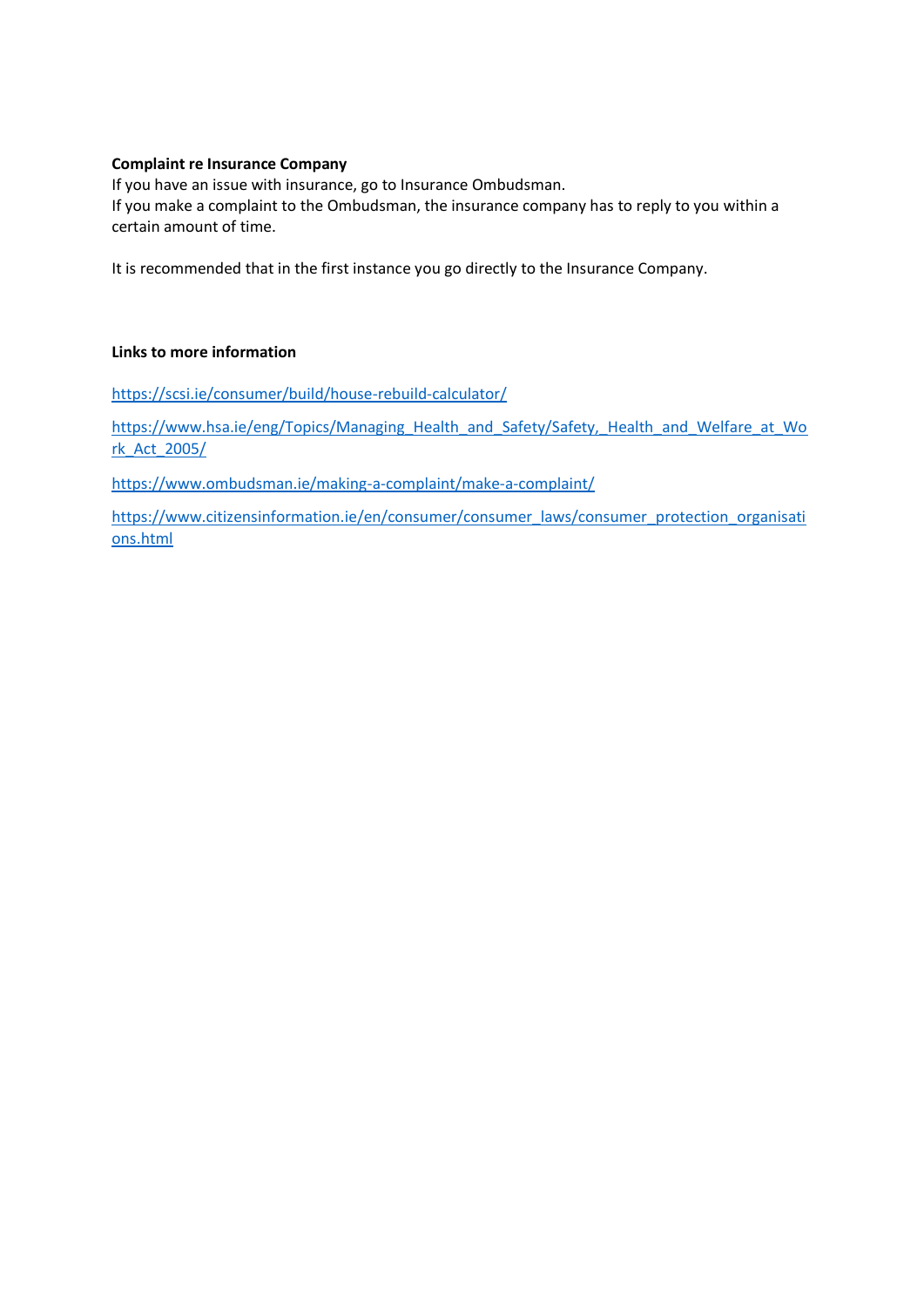**Complaint re Insurance Company**

If you have an issue with insurance, go to Insurance Ombudsman.
If you make a complaint to the Ombudsman, the insurance company has to reply to you within a certain amount of time.

It is recommended that in the first instance you go directly to the Insurance Company.

**Links to more information**

https://scsi.ie/consumer/build/house-rebuild-calculator/

https://www.hsa.ie/eng/Topics/Managing_Health_and_Safety/Safety,_Health_and_Welfare_at_Work_Act_2005/

https://www.ombudsman.ie/making-a-complaint/make-a-complaint/

https://www.citizensinformation.ie/en/consumer/consumer_laws/consumer_protection_organisations.html